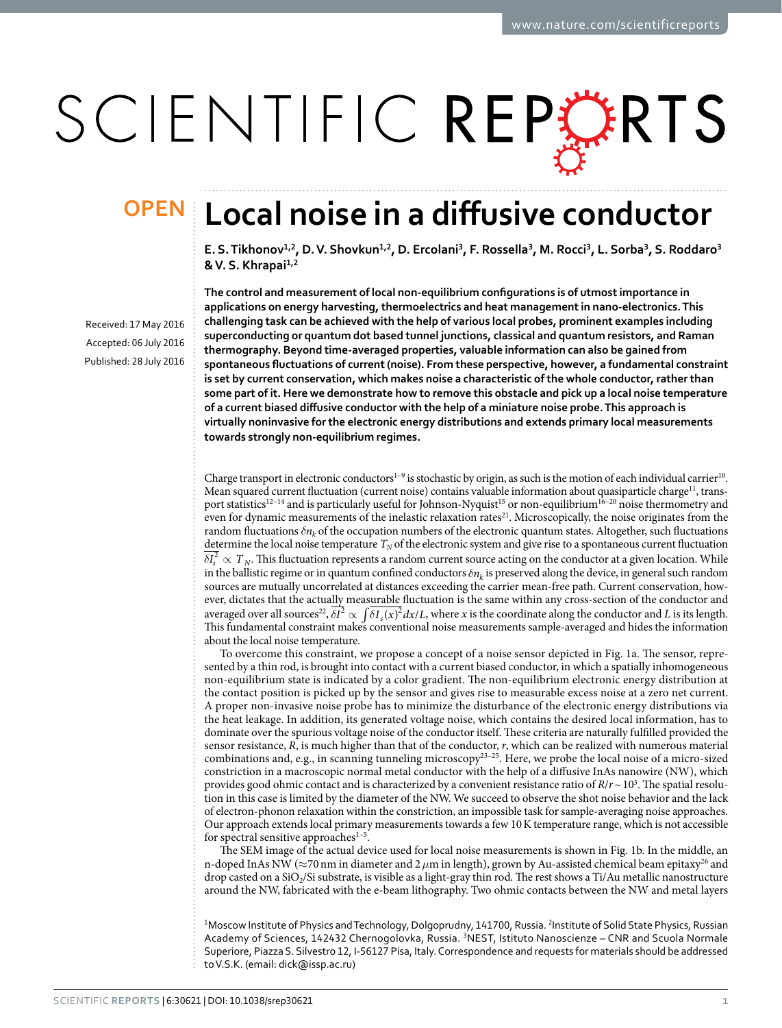# Local noise in a diffusive conductor

**E. S. Tikhonov[1,2], D. V. Shovkun[1,2], D. Ercolani[3], F. Rossella[3], M. Rocci[3], L. Sorba[3], S. Roddaro[3] & V. S. Khrapai[1,2]**

Received: 17 May 2016
Accepted: 06 July 2016
Published: 28 July 2016

**The control and measurement of local non-equilibrium configurations is of utmost importance in applications on energy harvesting, thermoelectrics and heat management in nano-electronics. This challenging task can be achieved with the help of various local probes, prominent examples including superconducting or quantum dot based tunnel junctions, classical and quantum resistors, and Raman thermography. Beyond time-averaged properties, valuable information can also be gained from spontaneous fluctuations of current (noise). From these perspective, however, a fundamental constraint is set by current conservation, which makes noise a characteristic of the whole conductor, rather than some part of it. Here we demonstrate how to remove this obstacle and pick up a local noise temperature of a current biased diffusive conductor with the help of a miniature noise probe. This approach is virtually noninvasive for the electronic energy distributions and extends primary local measurements towards strongly non-equilibrium regimes.**

Charge transport in electronic conductors[1–9] is stochastic by origin, as such is the motion of each individual carrier[10]. Mean squared current fluctuation (current noise) contains valuable information about quasiparticle charge[11], transport statistics[12–14] and is particularly useful for Johnson-Nyquist[15] or non-equilibrium[16–20] noise thermometry and even for dynamic measurements of the inelastic relaxation rates[21]. Microscopically, the noise originates from the random fluctuations $\delta n_k$ of the occupation numbers of the electronic quantum states. Altogether, such fluctuations determine the local noise temperature $T_N$ of the electronic system and give rise to a spontaneous current fluctuation $\overline{\delta I_s^2} \propto T_N$. This fluctuation represents a random current source acting on the conductor at a given location. While in the ballistic regime or in quantum confined conductors $\delta n_k$ is preserved along the device, in general such random sources are mutually uncorrelated at distances exceeding the carrier mean-free path. Current conservation, however, dictates that the actually measurable fluctuation is the same within any cross-section of the conductor and averaged over all sources[22], $\overline{\delta I^2} \propto \int \overline{\delta I_s(x)^2}\, dx/L$, where $x$ is the coordinate along the conductor and $L$ is its length. This fundamental constraint makes conventional noise measurements sample-averaged and hides the information about the local noise temperature.

To overcome this constraint, we propose a concept of a noise sensor depicted in Fig. 1a. The sensor, represented by a thin rod, is brought into contact with a current biased conductor, in which a spatially inhomogeneous non-equilibrium state is indicated by a color gradient. The non-equilibrium electronic energy distribution at the contact position is picked up by the sensor and gives rise to measurable excess noise at a zero net current. A proper non-invasive noise probe has to minimize the disturbance of the electronic energy distributions via the heat leakage. In addition, its generated voltage noise, which contains the desired local information, has to dominate over the spurious voltage noise of the conductor itself. These criteria are naturally fulfilled provided the sensor resistance, $R$, is much higher than that of the conductor, $r$, which can be realized with numerous material combinations and, e.g., in scanning tunneling microscopy[23–25]. Here, we probe the local noise of a micro-sized constriction in a macroscopic normal metal conductor with the help of a diffusive InAs nanowire (NW), which provides good ohmic contact and is characterized by a convenient resistance ratio of $R/r \sim 10^3$. The spatial resolution in this case is limited by the diameter of the NW. We succeed to observe the shot noise behavior and the lack of electron-phonon relaxation within the constriction, an impossible task for sample-averaging noise approaches. Our approach extends local primary measurements towards a few 10 K temperature range, which is not accessible for spectral sensitive approaches[1–5].

The SEM image of the actual device used for local noise measurements is shown in Fig. 1b. In the middle, an n-doped InAs NW ($\approx$70 nm in diameter and 2 $\mu$m in length), grown by Au-assisted chemical beam epitaxy[26] and drop casted on a $SiO_2$/Si substrate, is visible as a light-gray thin rod. The rest shows a Ti/Au metallic nanostructure around the NW, fabricated with the e-beam lithography. Two ohmic contacts between the NW and metal layers

[1]Moscow Institute of Physics and Technology, Dolgoprudny, 141700, Russia. [2]Institute of Solid State Physics, Russian Academy of Sciences, 142432 Chernogolovka, Russia. [3]NEST, Istituto Nanoscienze – CNR and Scuola Normale Superiore, Piazza S. Silvestro 12, I-56127 Pisa, Italy. Correspondence and requests for materials should be addressed to V.S.K. (email: dick@issp.ac.ru)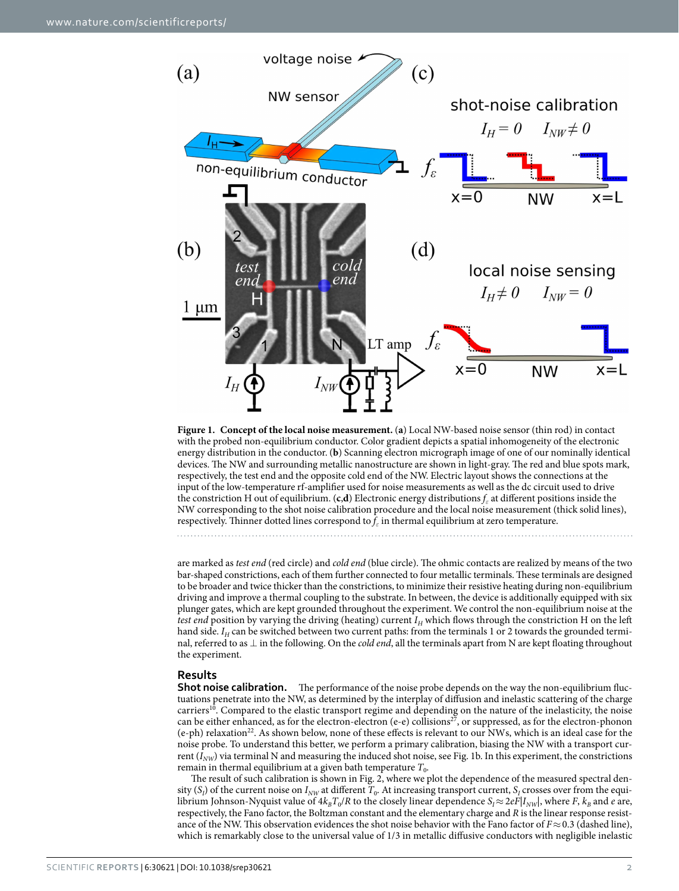**Figure 1. Concept of the local noise measurement.** (**a**) Local NW-based noise sensor (thin rod) in contact with the probed non-equilibrium conductor. Color gradient depicts a spatial inhomogeneity of the electronic energy distribution in the conductor. (**b**) Scanning electron micrograph image of one of our nominally identical devices. The NW and surrounding metallic nanostructure are shown in light-gray. The red and blue spots mark, respectively, the test end and the opposite cold end of the NW. Electric layout shows the connections at the input of the low-temperature rf-amplifier used for noise measurements as well as the dc circuit used to drive the constriction H out of equilibrium. (**c**,**d**) Electronic energy distributions $f_\varepsilon$ at different positions inside the NW corresponding to the shot noise calibration procedure and the local noise measurement (thick solid lines), respectively. Thinner dotted lines correspond to $f_\varepsilon$ in thermal equilibrium at zero temperature.

are marked as *test end* (red circle) and *cold end* (blue circle). The ohmic contacts are realized by means of the two bar-shaped constrictions, each of them further connected to four metallic terminals. These terminals are designed to be broader and twice thicker than the constrictions, to minimize their resistive heating during non-equilibrium driving and improve a thermal coupling to the substrate. In between, the device is additionally equipped with six plunger gates, which are kept grounded throughout the experiment. We control the non-equilibrium noise at the *test end* position by varying the driving (heating) current $I_H$ which flows through the constriction H on the left hand side. $I_H$ can be switched between two current paths: from the terminals 1 or 2 towards the grounded terminal, referred to as $\perp$ in the following. On the *cold end*, all the terminals apart from N are kept floating throughout the experiment.

## Results

**Shot noise calibration.** The performance of the noise probe depends on the way the non-equilibrium fluctuations penetrate into the NW, as determined by the interplay of diffusion and inelastic scattering of the charge carriers[10]. Compared to the elastic transport regime and depending on the nature of the inelasticity, the noise can be either enhanced, as for the electron-electron (e-e) collisions[27], or suppressed, as for the electron-phonon (e-ph) relaxation[22]. As shown below, none of these effects is relevant to our NWs, which is an ideal case for the noise probe. To understand this better, we perform a primary calibration, biasing the NW with a transport current ($I_{NW}$) via terminal N and measuring the induced shot noise, see Fig. 1b. In this experiment, the constrictions remain in thermal equilibrium at a given bath temperature $T_0$.

The result of such calibration is shown in Fig. 2, where we plot the dependence of the measured spectral density ($S_I$) of the current noise on $I_{NW}$ at different $T_0$. At increasing transport current, $S_I$ crosses over from the equilibrium Johnson-Nyquist value of $4k_BT_0/R$ to the closely linear dependence $S_I \approx 2eF|I_{NW}|$, where $F$, $k_B$ and $e$ are, respectively, the Fano factor, the Boltzman constant and the elementary charge and $R$ is the linear response resistance of the NW. This observation evidences the shot noise behavior with the Fano factor of $F \approx 0.3$ (dashed line), which is remarkably close to the universal value of 1/3 in metallic diffusive conductors with negligible inelastic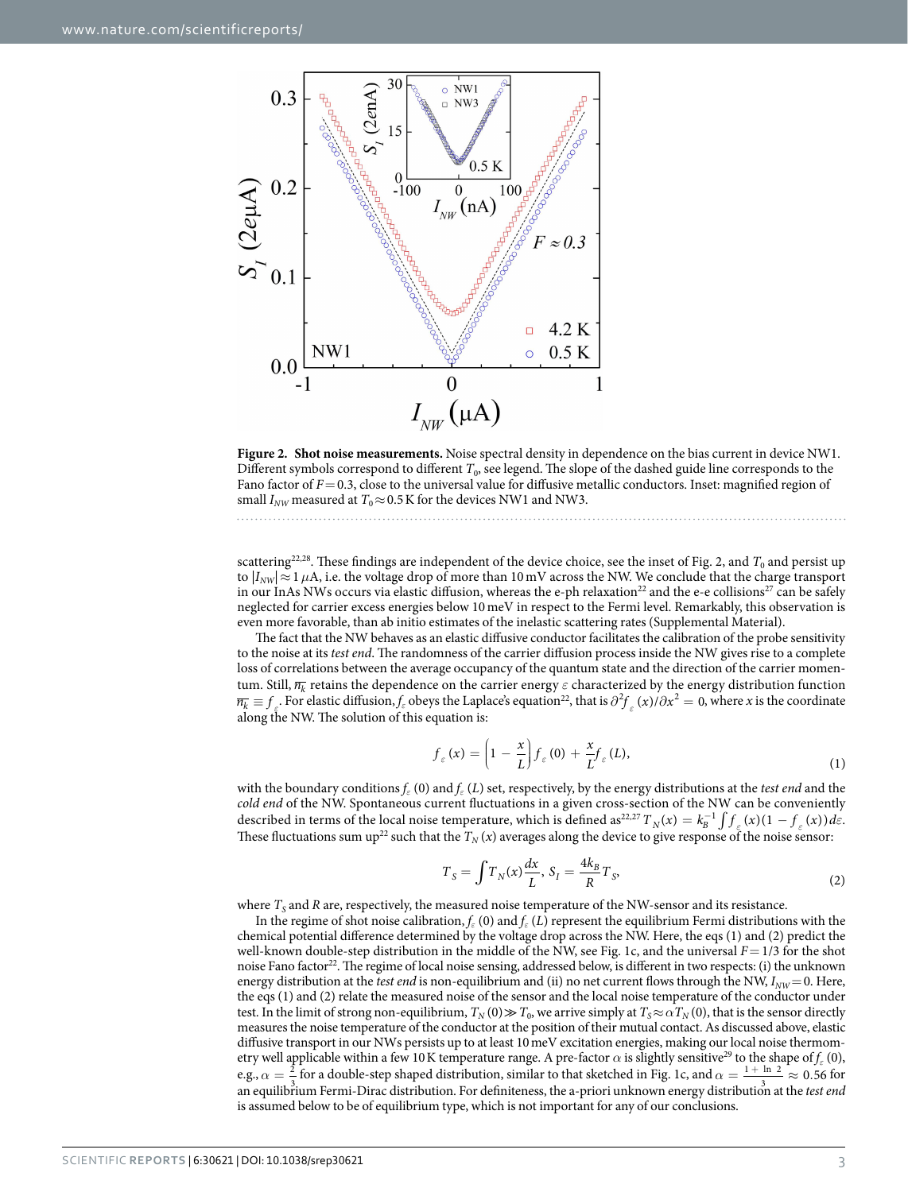**Figure 2. Shot noise measurements.** Noise spectral density in dependence on the bias current in device NW1. Different symbols correspond to different $T_0$, see legend. The slope of the dashed guide line corresponds to the Fano factor of $F = 0.3$, close to the universal value for diffusive metallic conductors. Inset: magnified region of small $I_{NW}$ measured at $T_0 \approx 0.5$ K for the devices NW1 and NW3.

scattering[22,28]. These findings are independent of the device choice, see the inset of Fig. 2, and $T_0$ and persist up to $|I_{NW}| \approx 1\,\mu$A, i.e. the voltage drop of more than 10 mV across the NW. We conclude that the charge transport in our InAs NWs occurs via elastic diffusion, whereas the e-ph relaxation[22] and the e-e collisions[27] can be safely neglected for carrier excess energies below 10 meV in respect to the Fermi level. Remarkably, this observation is even more favorable, than ab initio estimates of the inelastic scattering rates (Supplemental Material).

The fact that the NW behaves as an elastic diffusive conductor facilitates the calibration of the probe sensitivity to the noise at its *test end*. The randomness of the carrier diffusion process inside the NW gives rise to a complete loss of correlations between the average occupancy of the quantum state and the direction of the carrier momentum. Still, $\overline{n_k}$ retains the dependence on the carrier energy $\varepsilon$ characterized by the energy distribution function $\overline{n_k} \equiv f_\varepsilon$. For elastic diffusion, $f_\varepsilon$ obeys the Laplace's equation[22], that is $\partial^2 f_\varepsilon(x)/\partial x^2 = 0$, where $x$ is the coordinate along the NW. The solution of this equation is:

$$f_\varepsilon(x) = \left(1 - \frac{x}{L}\right) f_\varepsilon(0) + \frac{x}{L} f_\varepsilon(L), \tag{1}$$

with the boundary conditions $f_\varepsilon(0)$ and $f_\varepsilon(L)$ set, respectively, by the energy distributions at the *test end* and the *cold end* of the NW. Spontaneous current fluctuations in a given cross-section of the NW can be conveniently described in terms of the local noise temperature, which is defined as[22,27] $T_N(x) = k_B^{-1} \int f_\varepsilon(x)(1 - f_\varepsilon(x)) d\varepsilon$. These fluctuations sum up[22] such that the $T_N(x)$ averages along the device to give response of the noise sensor:

$$T_S = \int T_N(x) \frac{dx}{L}, \; S_I = \frac{4k_B}{R} T_S, \tag{2}$$

where $T_S$ and $R$ are, respectively, the measured noise temperature of the NW-sensor and its resistance.

In the regime of shot noise calibration, $f_\varepsilon(0)$ and $f_\varepsilon(L)$ represent the equilibrium Fermi distributions with the chemical potential difference determined by the voltage drop across the NW. Here, the eqs (1) and (2) predict the well-known double-step distribution in the middle of the NW, see Fig. 1c, and the universal $F = 1/3$ for the shot noise Fano factor[22]. The regime of local noise sensing, addressed below, is different in two respects: (i) the unknown energy distribution at the *test end* is non-equilibrium and (ii) no net current flows through the NW, $I_{NW} = 0$. Here, the eqs (1) and (2) relate the measured noise of the sensor and the local noise temperature of the conductor under test. In the limit of strong non-equilibrium, $T_N(0) \gg T_0$, we arrive simply at $T_S \approx \alpha T_N(0)$, that is the sensor directly measures the noise temperature of the conductor at the position of their mutual contact. As discussed above, elastic diffusive transport in our NWs persists up to at least 10 meV excitation energies, making our local noise thermometry well applicable within a few 10 K temperature range. A pre-factor $\alpha$ is slightly sensitive[29] to the shape of $f_\varepsilon(0)$, e.g., $\alpha = \frac{2}{3}$ for a double-step shaped distribution, similar to that sketched in Fig. 1c, and $\alpha = \frac{1 + \ln 2}{3} \approx 0.56$ for an equilibrium Fermi-Dirac distribution. For definiteness, the a-priori unknown energy distribution at the *test end* is assumed below to be of equilibrium type, which is not important for any of our conclusions.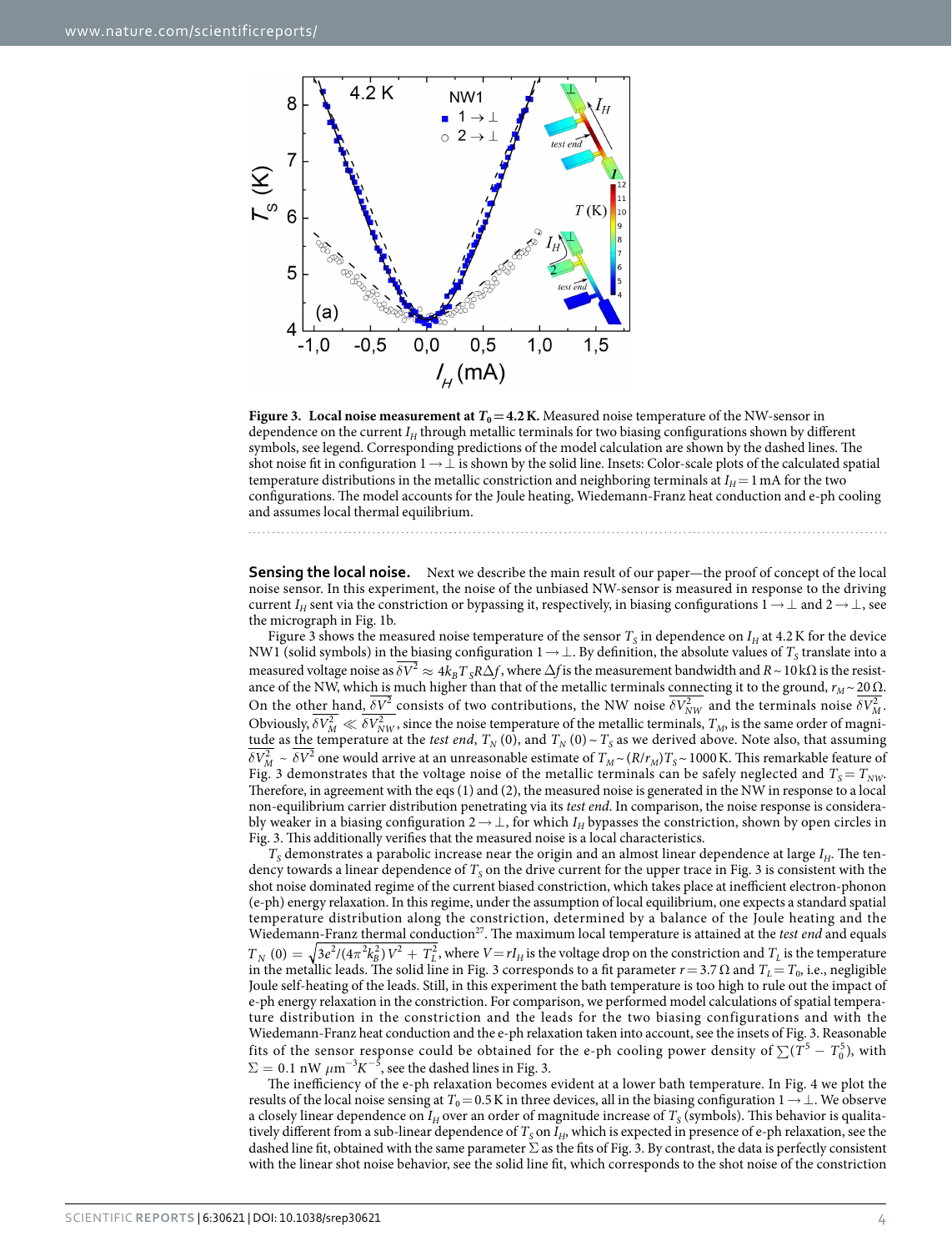**Figure 3.** **Local noise measurement at $T_0 = 4.2$ K.** Measured noise temperature of the NW-sensor in dependence on the current $I_H$ through metallic terminals for two biasing configurations shown by different symbols, see legend. Corresponding predictions of the model calculation are shown by the dashed lines. The shot noise fit in configuration $1 \rightarrow \perp$ is shown by the solid line. Insets: Color-scale plots of the calculated spatial temperature distributions in the metallic constriction and neighboring terminals at $I_H = 1$ mA for the two configurations. The model accounts for the Joule heating, Wiedemann-Franz heat conduction and e-ph cooling and assumes local thermal equilibrium.

**Sensing the local noise.** Next we describe the main result of our paper—the proof of concept of the local noise sensor. In this experiment, the noise of the unbiased NW-sensor is measured in response to the driving current $I_H$ sent via the constriction or bypassing it, respectively, in biasing configurations $1 \rightarrow \perp$ and $2 \rightarrow \perp$, see the micrograph in Fig. 1b.

Figure 3 shows the measured noise temperature of the sensor $T_S$ in dependence on $I_H$ at 4.2 K for the device NW1 (solid symbols) in the biasing configuration $1 \rightarrow \perp$. By definition, the absolute values of $T_S$ translate into a measured voltage noise as $\overline{\delta V^2} \approx 4k_B T_S R \Delta f$, where $\Delta f$ is the measurement bandwidth and $R \sim 10\,\text{k}\Omega$ is the resistance of the NW, which is much higher than that of the metallic terminals connecting it to the ground, $r_M \sim 20\,\Omega$. On the other hand, $\overline{\delta V^2}$ consists of two contributions, the NW noise $\overline{\delta V_{NW}^2}$ and the terminals noise $\overline{\delta V_M^2}$. Obviously, $\overline{\delta V_M^2} \ll \overline{\delta V_{NW}^2}$, since the noise temperature of the metallic terminals, $T_M$, is the same order of magnitude as the temperature at the *test end*, $T_N(0)$, and $T_N(0) \sim T_S$ as we derived above. Note also, that assuming $\overline{\delta V_M^2} \sim \overline{\delta V^2}$ one would arrive at an unreasonable estimate of $T_M \sim (R/r_M) T_S \sim 1000$ K. This remarkable feature of Fig. 3 demonstrates that the voltage noise of the metallic terminals can be safely neglected and $T_S = T_{NW}$. Therefore, in agreement with the eqs (1) and (2), the measured noise is generated in the NW in response to a local non-equilibrium carrier distribution penetrating via its *test end*. In comparison, the noise response is considerably weaker in a biasing configuration $2 \rightarrow \perp$, for which $I_H$ bypasses the constriction, shown by open circles in Fig. 3. This additionally verifies that the measured noise is a local characteristics.

$T_S$ demonstrates a parabolic increase near the origin and an almost linear dependence at large $I_H$. The tendency towards a linear dependence of $T_S$ on the drive current for the upper trace in Fig. 3 is consistent with the shot noise dominated regime of the current biased constriction, which takes place at inefficient electron-phonon (e-ph) energy relaxation. In this regime, under the assumption of local equilibrium, one expects a standard spatial temperature distribution along the constriction, determined by a balance of the Joule heating and the Wiedemann-Franz thermal conduction[27]. The maximum local temperature is attained at the *test end* and equals $T_N(0) = \sqrt{3e^2/(4\pi^2 k_B^2) V^2 + T_L^2}$, where $V = rI_H$ is the voltage drop on the constriction and $T_L$ is the temperature in the metallic leads. The solid line in Fig. 3 corresponds to a fit parameter $r = 3.7\,\Omega$ and $T_L = T_0$, i.e., negligible Joule self-heating of the leads. Still, in this experiment the bath temperature is too high to rule out the impact of e-ph energy relaxation in the constriction. For comparison, we performed model calculations of spatial temperature distribution in the constriction and the leads for the two biasing configurations and with the Wiedemann-Franz heat conduction and the e-ph relaxation taken into account, see the insets of Fig. 3. Reasonable fits of the sensor response could be obtained for the e-ph cooling power density of $\sum(T^5 - T_0^5)$, with $\Sigma = 0.1\,\text{nW}\,\mu\text{m}^{-3}\text{K}^{-5}$, see the dashed lines in Fig. 3.

The inefficiency of the e-ph relaxation becomes evident at a lower bath temperature. In Fig. 4 we plot the results of the local noise sensing at $T_0 = 0.5$ K in three devices, all in the biasing configuration $1 \rightarrow \perp$. We observe a closely linear dependence on $I_H$ over an order of magnitude increase of $T_S$ (symbols). This behavior is qualitatively different from a sub-linear dependence of $T_S$ on $I_H$, which is expected in presence of e-ph relaxation, see the dashed line fit, obtained with the same parameter $\Sigma$ as the fits of Fig. 3. By contrast, the data is perfectly consistent with the linear shot noise behavior, see the solid line fit, which corresponds to the shot noise of the constriction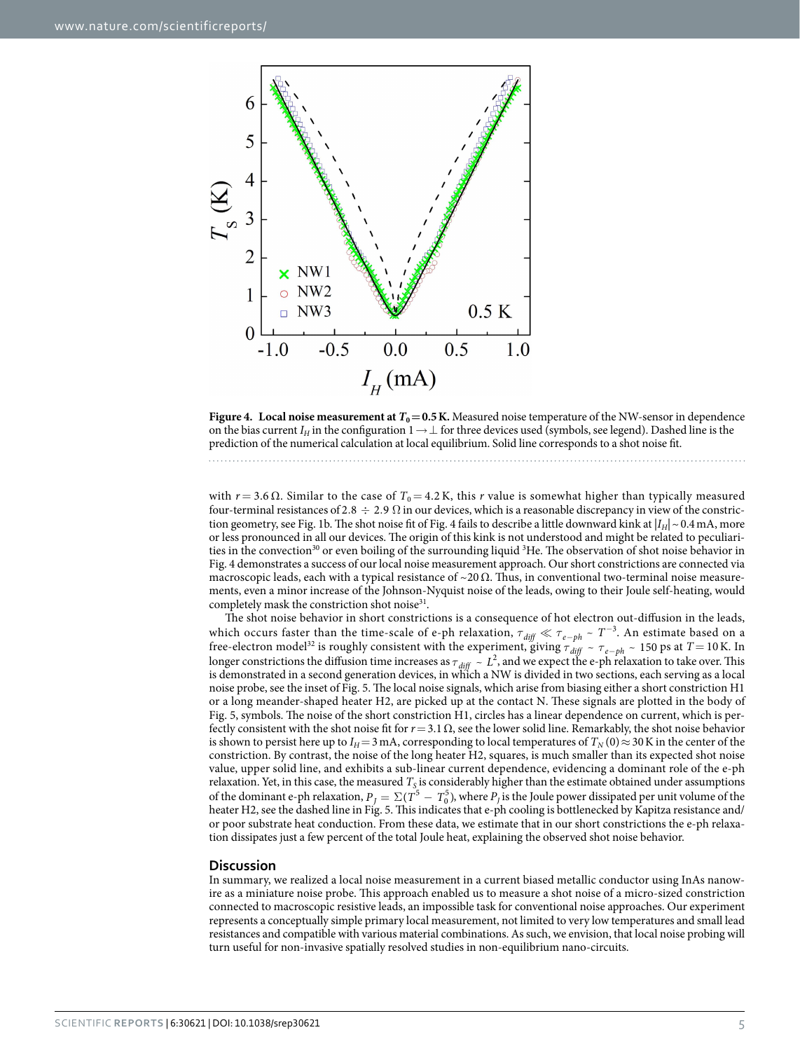**Figure 4. Local noise measurement at $T_0 = 0.5$ K.** Measured noise temperature of the NW-sensor in dependence on the bias current $I_H$ in the configuration $1 \rightarrow \perp$ for three devices used (symbols, see legend). Dashed line is the prediction of the numerical calculation at local equilibrium. Solid line corresponds to a shot noise fit.

with $r = 3.6\,\Omega$. Similar to the case of $T_0 = 4.2$ K, this $r$ value is somewhat higher than typically measured four-terminal resistances of $2.8 \div 2.9\,\Omega$ in our devices, which is a reasonable discrepancy in view of the constriction geometry, see Fig. 1b. The shot noise fit of Fig. 4 fails to describe a little downward kink at $|I_H| \sim 0.4$ mA, more or less pronounced in all our devices. The origin of this kink is not understood and might be related to peculiarities in the convection[30] or even boiling of the surrounding liquid $^3$He. The observation of shot noise behavior in Fig. 4 demonstrates a success of our local noise measurement approach. Our short constrictions are connected via macroscopic leads, each with a typical resistance of $\sim 20\,\Omega$. Thus, in conventional two-terminal noise measurements, even a minor increase of the Johnson-Nyquist noise of the leads, owing to their Joule self-heating, would completely mask the constriction shot noise[31].

The shot noise behavior in short constrictions is a consequence of hot electron out-diffusion in the leads, which occurs faster than the time-scale of e-ph relaxation, $\tau_{diff} \ll \tau_{e-ph} \sim T^{-3}$. An estimate based on a free-electron model[32] is roughly consistent with the experiment, giving $\tau_{diff} \sim \tau_{e-ph} \sim 150$ ps at $T = 10$ K. In longer constrictions the diffusion time increases as $\tau_{diff} \sim L^2$, and we expect the e-ph relaxation to take over. This is demonstrated in a second generation devices, in which a NW is divided in two sections, each serving as a local noise probe, see the inset of Fig. 5. The local noise signals, which arise from biasing either a short constriction H1 or a long meander-shaped heater H2, are picked up at the contact N. These signals are plotted in the body of Fig. 5, symbols. The noise of the short constriction H1, circles has a linear dependence on current, which is perfectly consistent with the shot noise fit for $r = 3.1\,\Omega$, see the lower solid line. Remarkably, the shot noise behavior is shown to persist here up to $I_H = 3$ mA, corresponding to local temperatures of $T_N(0) \approx 30$ K in the center of the constriction. By contrast, the noise of the long heater H2, squares, is much smaller than its expected shot noise value, upper solid line, and exhibits a sub-linear current dependence, evidencing a dominant role of the e-ph relaxation. Yet, in this case, the measured $T_S$ is considerably higher than the estimate obtained under assumptions of the dominant e-ph relaxation, $P_J = \Sigma(T^5 - T_0^5)$, where $P_J$ is the Joule power dissipated per unit volume of the heater H2, see the dashed line in Fig. 5. This indicates that e-ph cooling is bottlenecked by Kapitza resistance and/or poor substrate heat conduction. From these data, we estimate that in our short constrictions the e-ph relaxation dissipates just a few percent of the total Joule heat, explaining the observed shot noise behavior.

## Discussion

In summary, we realized a local noise measurement in a current biased metallic conductor using InAs nanowire as a miniature noise probe. This approach enabled us to measure a shot noise of a micro-sized constriction connected to macroscopic resistive leads, an impossible task for conventional noise approaches. Our experiment represents a conceptually simple primary local measurement, not limited to very low temperatures and small lead resistances and compatible with various material combinations. As such, we envision, that local noise probing will turn useful for non-invasive spatially resolved studies in non-equilibrium nano-circuits.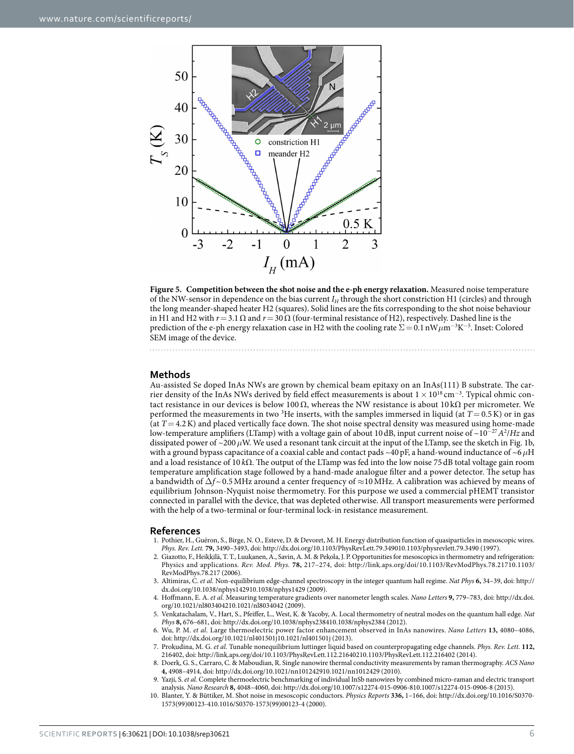**Figure 5. Competition between the shot noise and the e-ph energy relaxation.** Measured noise temperature of the NW-sensor in dependence on the bias current $I_H$ through the short constriction H1 (circles) and through the long meander-shaped heater H2 (squares). Solid lines are the fits corresponding to the shot noise behaviour in H1 and H2 with $r = 3.1\,\Omega$ and $r = 30\,\Omega$ (four-terminal resistance of H2), respectively. Dashed line is the prediction of the e-ph energy relaxation case in H2 with the cooling rate $\Sigma = 0.1\,\mathrm{nW}\mu\mathrm{m}^{-3}\mathrm{K}^{-5}$. Inset: Colored SEM image of the device.

## Methods

Au-assisted Se doped InAs NWs are grown by chemical beam epitaxy on an InAs(111) B substrate. The carrier density of the InAs NWs derived by field effect measurements is about $1 \times 10^{18}\,\mathrm{cm}^{-3}$. Typical ohmic contact resistance in our devices is below 100 Ω, whereas the NW resistance is about 10 kΩ per micrometer. We performed the measurements in two $^3$He inserts, with the samples immersed in liquid (at $T = 0.5$ K) or in gas (at $T = 4.2$ K) and placed vertically face down. The shot noise spectral density was measured using home-made low-temperature amplifiers (LTamp) with a voltage gain of about 10 dB, input current noise of ~$10^{-27}\,A^2/Hz$ and dissipated power of ~200 $\mu$W. We used a resonant tank circuit at the input of the LTamp, see the sketch in Fig. 1b, with a ground bypass capacitance of a coaxial cable and contact pads ~40 pF, a hand-wound inductance of ~6 $\mu$H and a load resistance of 10 $k\Omega$. The output of the LTamp was fed into the low noise 75 dB total voltage gain room temperature amplification stage followed by a hand-made analogue filter and a power detector. The setup has a bandwidth of $\Delta f$ ~ 0.5 MHz around a center frequency of ≈10 MHz. A calibration was achieved by means of equilibrium Johnson-Nyquist noise thermometry. For this purpose we used a commercial pHEMT transistor connected in parallel with the device, that was depleted otherwise. All transport measurements were performed with the help of a two-terminal or four-terminal lock-in resistance measurement.

## References

1. Pothier, H., Guéron, S., Birge, N. O., Esteve, D. & Devoret, M. H. Energy distribution function of quasiparticles in mesoscopic wires. *Phys. Rev. Lett.* **79,** 3490–3493, doi: http://dx.doi.org/10.1103/PhysRevLett.79.349010.1103/physrevlett.79.3490 (1997).
2. Giazotto, F., Heikkilä, T. T., Luukanen, A., Savin, A. M. & Pekola, J. P. Opportunities for mesoscopics in thermometry and refrigeration: Physics and applications. *Rev. Mod. Phys.* **78,** 217–274, doi: http://link.aps.org/doi/10.1103/RevModPhys.78.21710.1103/RevModPhys.78.217 (2006).
3. Altimiras, C. *et al.* Non-equilibrium edge-channel spectroscopy in the integer quantum hall regime. *Nat Phys* **6,** 34–39, doi: http://dx.doi.org/10.1038/nphys142910.1038/nphys1429 (2009).
4. Hoffmann, E. A. *et al.* Measuring temperature gradients over nanometer length scales. *Nano Letters* **9,** 779–783, doi: http://dx.doi.org/10.1021/nl803404210.1021/nl8034042 (2009).
5. Venkatachalam, V., Hart, S., Pfeiffer, L., West, K. & Yacoby, A. Local thermometry of neutral modes on the quantum hall edge. *Nat Phys* **8,** 676–681, doi: http://dx.doi.org/10.1038/nphys238410.1038/nphys2384 (2012).
6. Wu, P. M. *et al.* Large thermoelectric power factor enhancement observed in InAs nanowires. *Nano Letters* **13,** 4080–4086, doi: http://dx.doi.org/10.1021/nl401501j10.1021/nl401501j (2013).
7. Prokudina, M. G. *et al.* Tunable nonequilibrium luttinger liquid based on counterpropagating edge channels. *Phys. Rev. Lett.* **112,** 216402, doi: http://link.aps.org/doi/10.1103/PhysRevLett.112.21640210.1103/PhysRevLett.112.216402 (2014).
8. Doerk, G. S., Carraro, C. & Maboudian, R. Single nanowire thermal conductivity measurements by raman thermography. *ACS Nano* **4,** 4908–4914, doi: http://dx.doi.org/10.1021/nn101242910.1021/nn1012429 (2010).
9. Yazji, S. *et al.* Complete thermoelectric benchmarking of individual InSb nanowires by combined micro-raman and electric transport analysis. *Nano Research* **8,** 4048–4060, doi: http://dx.doi.org/10.1007/s12274-015-0906-810.1007/s12274-015-0906-8 (2015).
10. Blanter, Y. & Büttiker, M. Shot noise in mesoscopic conductors. *Physics Reports* **336,** 1–166, doi: http://dx.doi.org/10.1016/S0370-1573(99)00123-410.1016/S0370-1573(99)00123-4 (2000).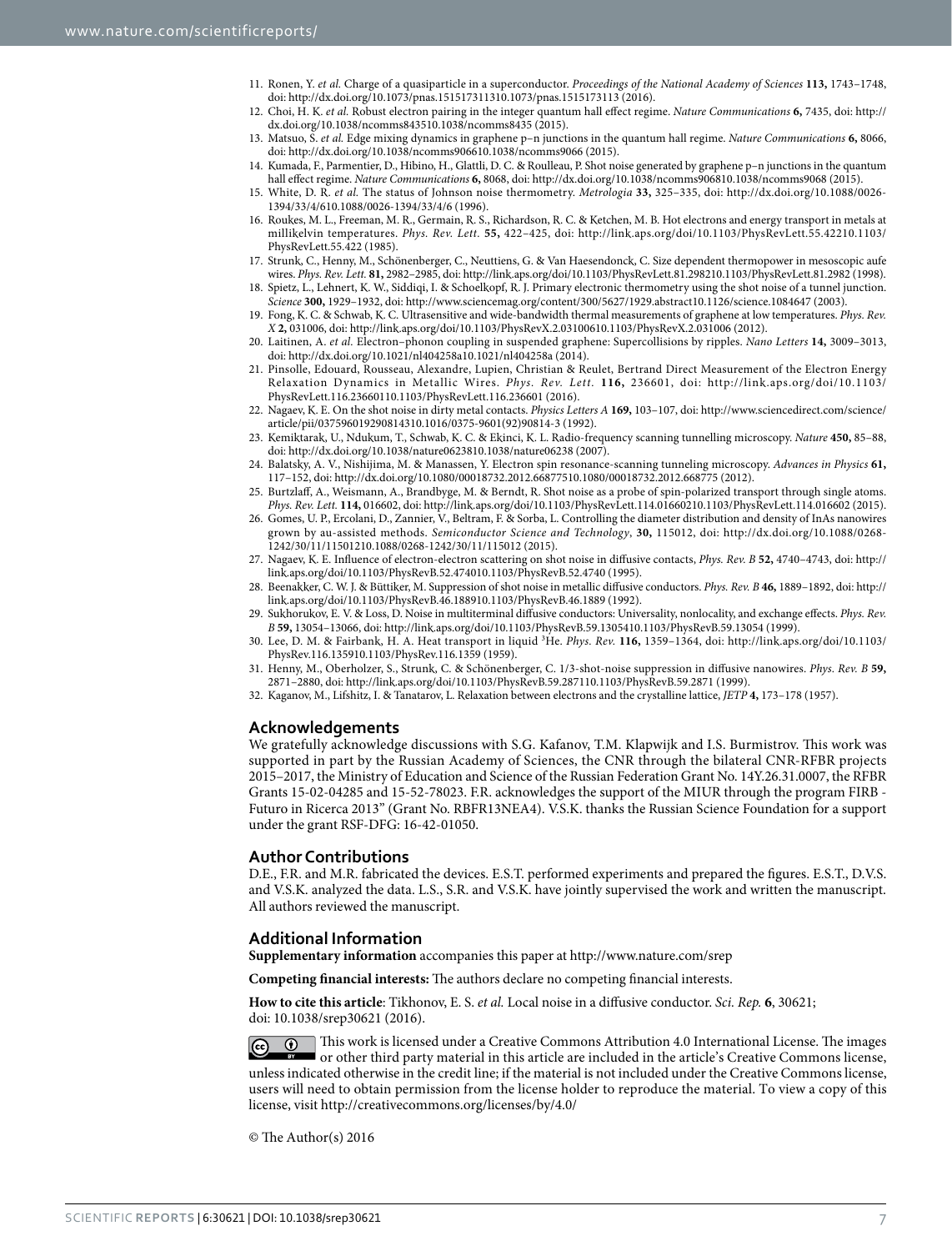11. Ronen, Y. *et al.* Charge of a quasiparticle in a superconductor. *Proceedings of the National Academy of Sciences* **113,** 1743–1748, doi: http://dx.doi.org/10.1073/pnas.151517311310.1073/pnas.1515173113 (2016).
12. Choi, H. K. *et al.* Robust electron pairing in the integer quantum hall effect regime. *Nature Communications* **6,** 7435, doi: http://dx.doi.org/10.1038/ncomms843510.1038/ncomms8435 (2015).
13. Matsuo, S. *et al.* Edge mixing dynamics in graphene p–n junctions in the quantum hall regime. *Nature Communications* **6,** 8066, doi: http://dx.doi.org/10.1038/ncomms906610.1038/ncomms9066 (2015).
14. Kumada, F., Parmentier, D., Hibino, H., Glattli, D. C. & Roulleau, P. Shot noise generated by graphene p–n junctions in the quantum hall effect regime. *Nature Communications* **6,** 8068, doi: http://dx.doi.org/10.1038/ncomms906810.1038/ncomms9068 (2015).
15. White, D. R. *et al.* The status of Johnson noise thermometry. *Metrologia* **33,** 325–335, doi: http://dx.doi.org/10.1088/0026-1394/33/4/610.1088/0026-1394/33/4/6 (1996).
16. Roukes, M. L., Freeman, M. R., Germain, R. S., Richardson, R. C. & Ketchen, M. B. Hot electrons and energy transport in metals at millikelvin temperatures. *Phys. Rev. Lett.* **55,** 422–425, doi: http://link.aps.org/doi/10.1103/PhysRevLett.55.42210.1103/PhysRevLett.55.422 (1985).
17. Strunk, C., Henny, M., Schönenberger, C., Neuttiens, G. & Van Haesendonck, C. Size dependent thermopower in mesoscopic aufe wires. *Phys. Rev. Lett.* **81,** 2982–2985, doi: http://link.aps.org/doi/10.1103/PhysRevLett.81.298210.1103/PhysRevLett.81.2982 (1998).
18. Spietz, L., Lehnert, K. W., Siddiqi, I. & Schoelkopf, R. J. Primary electronic thermometry using the shot noise of a tunnel junction. *Science* **300,** 1929–1932, doi: http://www.sciencemag.org/content/300/5627/1929.abstract10.1126/science.1084647 (2003).
19. Fong, K. C. & Schwab, K. C. Ultrasensitive and wide-bandwidth thermal measurements of graphene at low temperatures. *Phys. Rev. X* **2,** 031006, doi: http://link.aps.org/doi/10.1103/PhysRevX.2.03100610.1103/PhysRevX.2.031006 (2012).
20. Laitinen, A. *et al.* Electron–phonon coupling in suspended graphene: Supercollisions by ripples. *Nano Letters* **14,** 3009–3013, doi: http://dx.doi.org/10.1021/nl404258a10.1021/nl404258a (2014).
21. Pinsolle, Edouard, Rousseau, Alexandre, Lupien, Christian & Reulet, Bertrand Direct Measurement of the Electron Energy Relaxation Dynamics in Metallic Wires. *Phys. Rev. Lett.* **116,** 236601, doi: http://link.aps.org/doi/10.1103/PhysRevLett.116.23660110.1103/PhysRevLett.116.236601 (2016).
22. Nagaev, K. E. On the shot noise in dirty metal contacts. *Physics Letters A* **169,** 103–107, doi: http://www.sciencedirect.com/science/article/pii/037596019290814310.1016/0375-9601(92)90814-3 (1992).
23. Kemiktarak, U., Ndukum, T., Schwab, K. C. & Ekinci, K. L. Radio-frequency scanning tunnelling microscopy. *Nature* **450,** 85–88, doi: http://dx.doi.org/10.1038/nature0623810.1038/nature06238 (2007).
24. Balatsky, A. V., Nishijima, M. & Manassen, Y. Electron spin resonance-scanning tunneling microscopy. *Advances in Physics* **61,** 117–152, doi: http://dx.doi.org/10.1080/00018732.2012.66877510.1080/00018732.2012.668775 (2012).
25. Burtzlaff, A., Weismann, A., Brandbyge, M. & Berndt, R. Shot noise as a probe of spin-polarized transport through single atoms. *Phys. Rev. Lett.* **114,** 016602, doi: http://link.aps.org/doi/10.1103/PhysRevLett.114.01660210.1103/PhysRevLett.114.016602 (2015).
26. Gomes, U. P., Ercolani, D., Zannier, V., Beltram, F. & Sorba, L. Controlling the diameter distribution and density of InAs nanowires grown by au-assisted methods. *Semiconductor Science and Technology*, **30,** 115012, doi: http://dx.doi.org/10.1088/0268-1242/30/11/11501210.1088/0268-1242/30/11/115012 (2015).
27. Nagaev, K. E. Influence of electron-electron scattering on shot noise in diffusive contacts, *Phys. Rev. B* **52,** 4740–4743, doi: http://link.aps.org/doi/10.1103/PhysRevB.52.474010.1103/PhysRevB.52.4740 (1995).
28. Beenakker, C. W. J. & Büttiker, M. Suppression of shot noise in metallic diffusive conductors. *Phys. Rev. B* **46,** 1889–1892, doi: http://link.aps.org/doi/10.1103/PhysRevB.46.188910.1103/PhysRevB.46.1889 (1992).
29. Sukhorukov, E. V. & Loss, D. Noise in multiterminal diffusive conductors: Universality, nonlocality, and exchange effects. *Phys. Rev. B* **59,** 13054–13066, doi: http://link.aps.org/doi/10.1103/PhysRevB.59.1305410.1103/PhysRevB.59.13054 (1999).
30. Lee, D. M. & Fairbank, H. A. Heat transport in liquid $^3$He. *Phys. Rev.* **116,** 1359–1364, doi: http://link.aps.org/doi/10.1103/PhysRev.116.135910.1103/PhysRev.116.1359 (1959).
31. Henny, M., Oberholzer, S., Strunk, C. & Schönenberger, C. 1/3-shot-noise suppression in diffusive nanowires. *Phys. Rev. B* **59,** 2871–2880, doi: http://link.aps.org/doi/10.1103/PhysRevB.59.287110.1103/PhysRevB.59.2871 (1999).
32. Kaganov, M., Lifshitz, I. & Tanatarov, L. Relaxation between electrons and the crystalline lattice, *JETP* **4,** 173–178 (1957).

## Acknowledgements

We gratefully acknowledge discussions with S.G. Kafanov, T.M. Klapwijk and I.S. Burmistrov. This work was supported in part by the Russian Academy of Sciences, the CNR through the bilateral CNR-RFBR projects 2015–2017, the Ministry of Education and Science of the Russian Federation Grant No. 14Y.26.31.0007, the RFBR Grants 15-02-04285 and 15-52-78023. F.R. acknowledges the support of the MIUR through the program FIRB - Futuro in Ricerca 2013" (Grant No. RBFR13NEA4). V.S.K. thanks the Russian Science Foundation for a support under the grant RSF-DFG: 16-42-01050.

## Author Contributions

D.E., F.R. and M.R. fabricated the devices. E.S.T. performed experiments and prepared the figures. E.S.T., D.V.S. and V.S.K. analyzed the data. L.S., S.R. and V.S.K. have jointly supervised the work and written the manuscript. All authors reviewed the manuscript.

## Additional Information

**Supplementary information** accompanies this paper at http://www.nature.com/srep

**Competing financial interests:** The authors declare no competing financial interests.

**How to cite this article**: Tikhonov, E. S. *et al.* Local noise in a diffusive conductor. *Sci. Rep.* **6**, 30621; doi: 10.1038/srep30621 (2016).

This work is licensed under a Creative Commons Attribution 4.0 International License. The images or other third party material in this article are included in the article's Creative Commons license, unless indicated otherwise in the credit line; if the material is not included under the Creative Commons license, users will need to obtain permission from the license holder to reproduce the material. To view a copy of this license, visit http://creativecommons.org/licenses/by/4.0/

© The Author(s) 2016